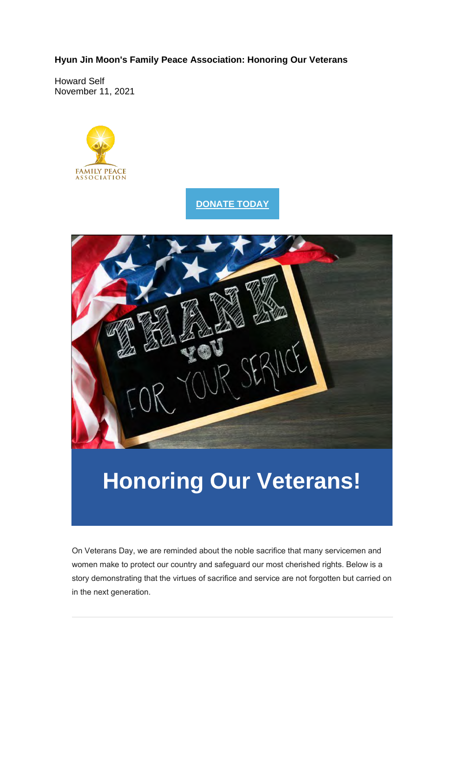**Hyun Jin Moon's Family Peace Association: Honoring Our Veterans**

Howard Self
November 11, 2021

FAMILY PEACE ASSOCIATION

**DONATE TODAY**

# Honoring Our Veterans!

On Veterans Day, we are reminded about the noble sacrifice that many servicemen and women make to protect our country and safeguard our most cherished rights. Below is a story demonstrating that the virtues of sacrifice and service are not forgotten but carried on in the next generation.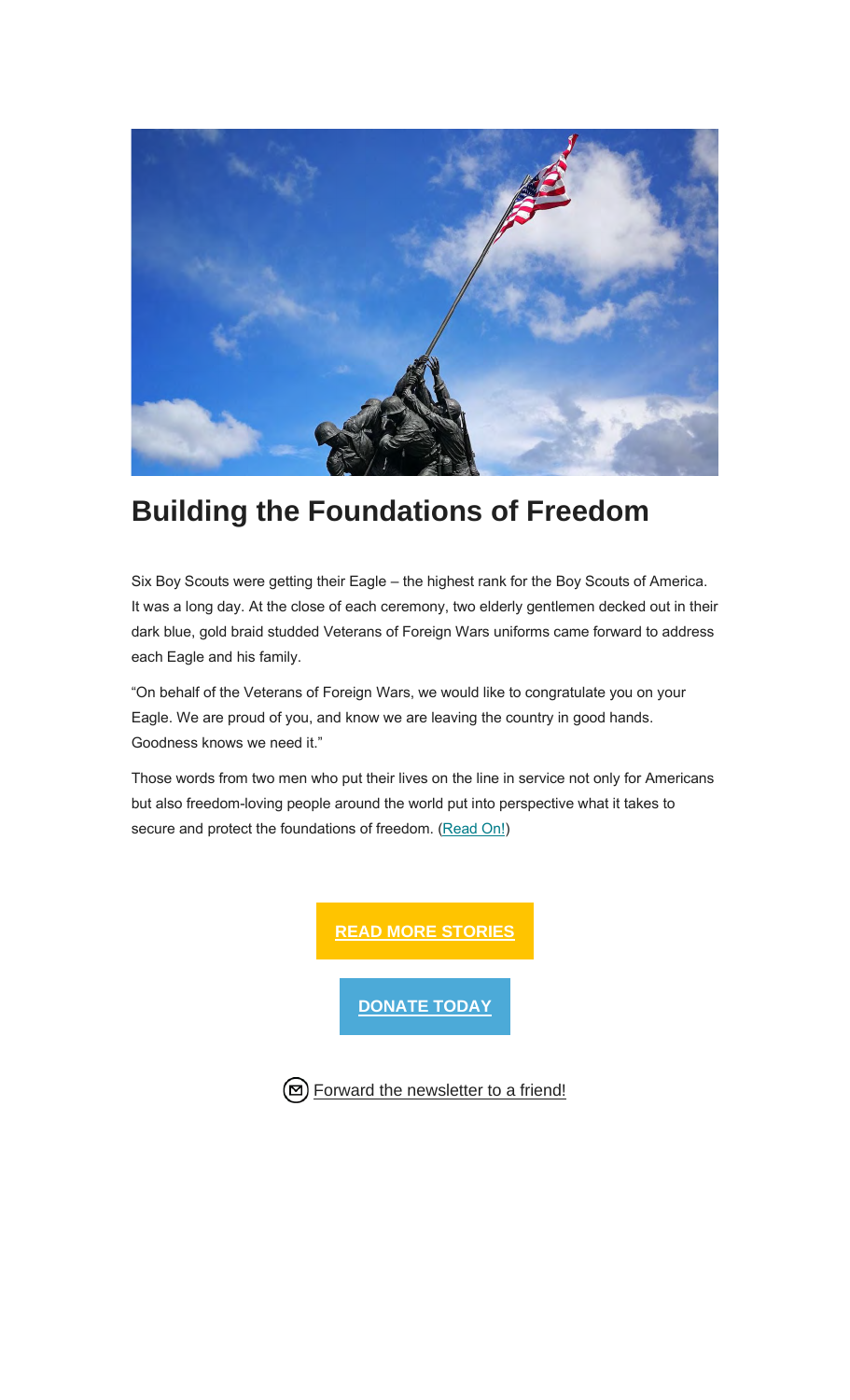# Building the Foundations of Freedom

Six Boy Scouts were getting their Eagle – the highest rank for the Boy Scouts of America. It was a long day. At the close of each ceremony, two elderly gentlemen decked out in their dark blue, gold braid studded Veterans of Foreign Wars uniforms came forward to address each Eagle and his family.

"On behalf of the Veterans of Foreign Wars, we would like to congratulate you on your Eagle. We are proud of you, and know we are leaving the country in good hands. Goodness knows we need it."

Those words from two men who put their lives on the line in service not only for Americans but also freedom-loving people around the world put into perspective what it takes to secure and protect the foundations of freedom. (Read On!)

**READ MORE STORIES**

**DONATE TODAY**

Forward the newsletter to a friend!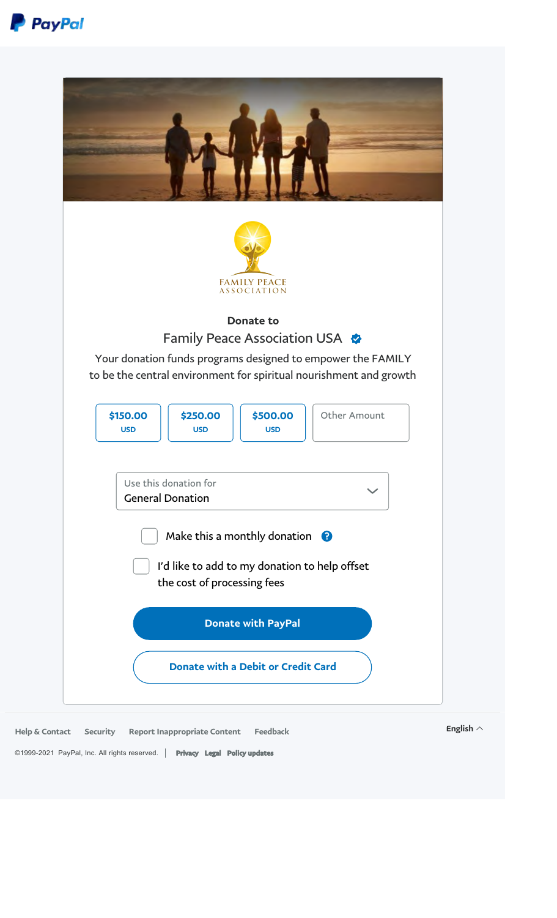PayPal

FAMILY PEACE ASSOCIATION

**Donate to**

Family Peace Association USA

Your donation funds programs designed to empower the FAMILY to be the central environment for spiritual nourishment and growth

| $150.00 USD | $250.00 USD | $500.00 USD | Other Amount |
|---|---|---|---|

Use this donation for
General Donation

- [ ] Make this a monthly donation
- [ ] I'd like to add to my donation to help offset the cost of processing fees

**Donate with PayPal**

**Donate with a Debit or Credit Card**

Help & Contact   Security   Report Inappropriate Content   Feedback   English

©1999-2021 PayPal, Inc. All rights reserved. | Privacy Legal Policy updates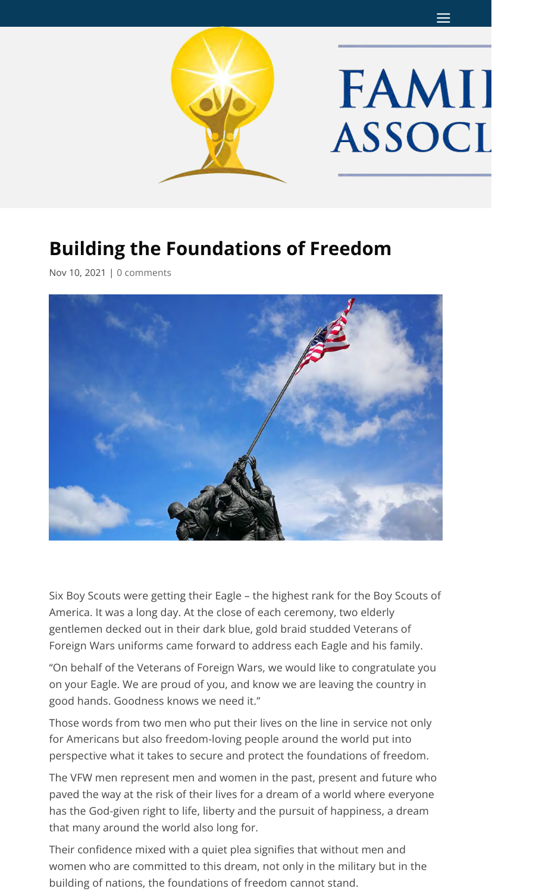# Building the Foundations of Freedom

Nov 10, 2021 | 0 comments

Six Boy Scouts were getting their Eagle – the highest rank for the Boy Scouts of America. It was a long day. At the close of each ceremony, two elderly gentlemen decked out in their dark blue, gold braid studded Veterans of Foreign Wars uniforms came forward to address each Eagle and his family.

"On behalf of the Veterans of Foreign Wars, we would like to congratulate you on your Eagle. We are proud of you, and know we are leaving the country in good hands. Goodness knows we need it."

Those words from two men who put their lives on the line in service not only for Americans but also freedom-loving people around the world put into perspective what it takes to secure and protect the foundations of freedom.

The VFW men represent men and women in the past, present and future who paved the way at the risk of their lives for a dream of a world where everyone has the God-given right to life, liberty and the pursuit of happiness, a dream that many around the world also long for.

Their confidence mixed with a quiet plea signifies that without men and women who are committed to this dream, not only in the military but in the building of nations, the foundations of freedom cannot stand.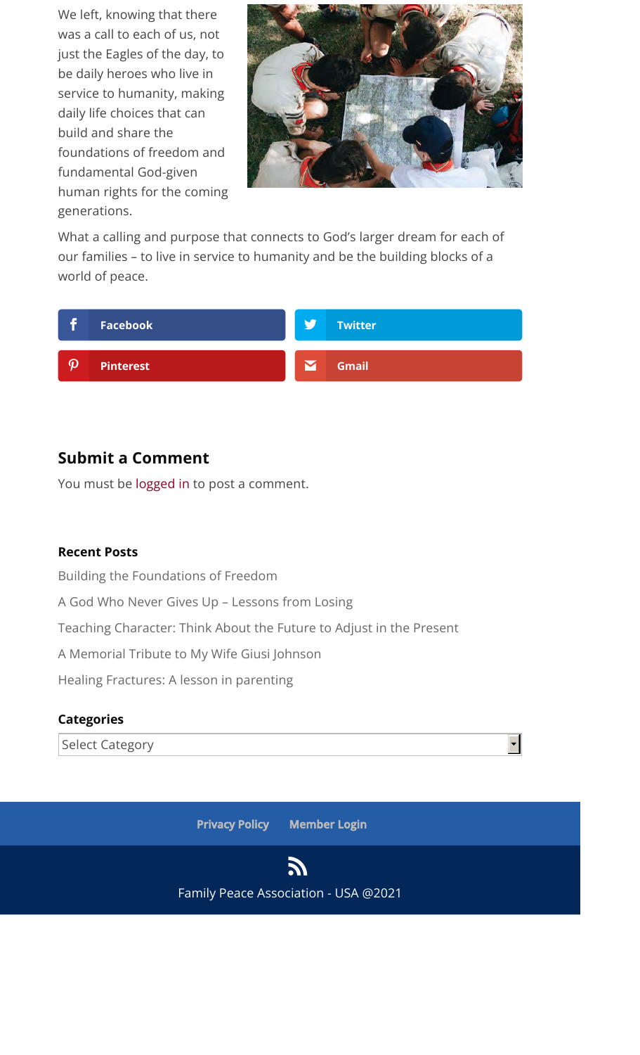We left, knowing that there was a call to each of us, not just the Eagles of the day, to be daily heroes who live in service to humanity, making daily life choices that can build and share the foundations of freedom and fundamental God-given human rights for the coming generations.

What a calling and purpose that connects to God's larger dream for each of our families – to live in service to humanity and be the building blocks of a world of peace.

Facebook

Twitter

Pinterest

Gmail

## Submit a Comment

You must be logged in to post a comment.

### Recent Posts

Building the Foundations of Freedom

A God Who Never Gives Up – Lessons from Losing

Teaching Character: Think About the Future to Adjust in the Present

A Memorial Tribute to My Wife Giusi Johnson

Healing Fractures: A lesson in parenting

### Categories

Select Category

Privacy Policy Member Login

Family Peace Association - USA @2021